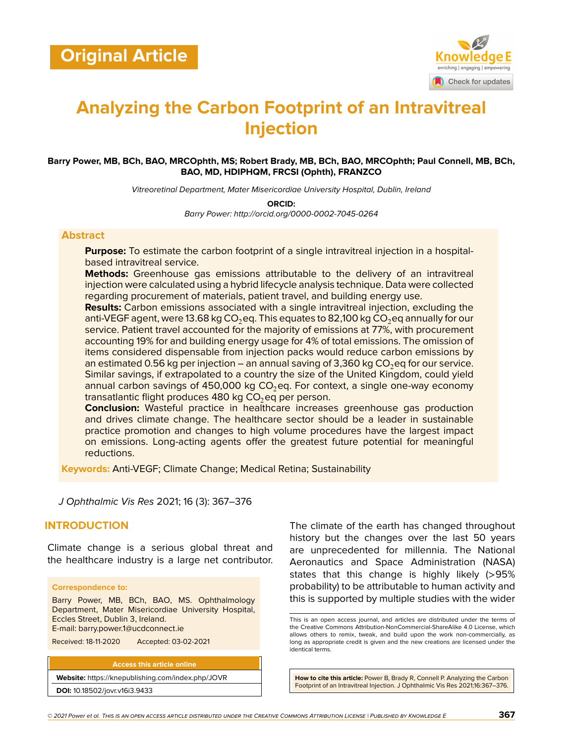Original Article

# Analyzing the Carbon Footprint of an Intravitreal Injection

**Barry Power, MB, BCh, BAO, MRCOphth, MS; Robert Brady, MB, BCh, BAO, MRCOphth; Paul Connell, MB, BCh, BAO, MD, HDIPHQM, FRCSI (Ophth), FRANZCO**

*Vitreoretinal Department, Mater Misericordiae University Hospital, Dublin, Ireland*

**ORCID:**

*Barry Power: http://orcid.org/0000-0002-7045-0264*

## Abstract

**Purpose:** To estimate the carbon footprint of a single intravitreal injection in a hospital-based intravitreal service.

**Methods:** Greenhouse gas emissions attributable to the delivery of an intravitreal injection were calculated using a hybrid lifecycle analysis technique. Data were collected regarding procurement of materials, patient travel, and building energy use.

**Results:** Carbon emissions associated with a single intravitreal injection, excluding the anti-VEGF agent, were 13.68 kg $CO_2$eq. This equates to 82,100 kg $CO_2$eq annually for our service. Patient travel accounted for the majority of emissions at 77%, with procurement accounting 19% for and building energy usage for 4% of total emissions. The omission of items considered dispensable from injection packs would reduce carbon emissions by an estimated 0.56 kg per injection – an annual saving of 3,360 kg $CO_2$eq for our service. Similar savings, if extrapolated to a country the size of the United Kingdom, could yield annual carbon savings of 450,000 kg $CO_2$eq. For context, a single one-way economy transatlantic flight produces 480 kg $CO_2$eq per person.

**Conclusion:** Wasteful practice in healthcare increases greenhouse gas production and drives climate change. The healthcare sector should be a leader in sustainable practice promotion and changes to high volume procedures have the largest impact on emissions. Long-acting agents offer the greatest future potential for meaningful reductions.

**Keywords:** Anti-VEGF; Climate Change; Medical Retina; Sustainability

*J Ophthalmic Vis Res* 2021; 16 (3): 367–376

## INTRODUCTION

Climate change is a serious global threat and the healthcare industry is a large net contributor. The climate of the earth has changed throughout history but the changes over the last 50 years are unprecedented for millennia. The National Aeronautics and Space Administration (NASA) states that this change is highly likely (>95% probability) to be attributable to human activity and this is supported by multiple studies with the wider

**Correspondence to:**

Barry Power, MB, BCh, BAO, MS. Ophthalmology Department, Mater Misericordiae University Hospital, Eccles Street, Dublin 3, Ireland.
E-mail: barry.power.1@ucdconnect.ie

Received: 18-11-2020 Accepted: 03-02-2021

**Access this article online**

**Website:** https://knepublishing.com/index.php/JOVR

**DOI:** 10.18502/jovr.v16i3.9433

This is an open access journal, and articles are distributed under the terms of the Creative Commons Attribution-NonCommercial-ShareAlike 4.0 License, which allows others to remix, tweak, and build upon the work non-commercially, as long as appropriate credit is given and the new creations are licensed under the identical terms.

**How to cite this article:** Power B, Brady R, Connell P. Analyzing the Carbon Footprint of an Intravitreal Injection. J Ophthalmic Vis Res 2021;16:367–376.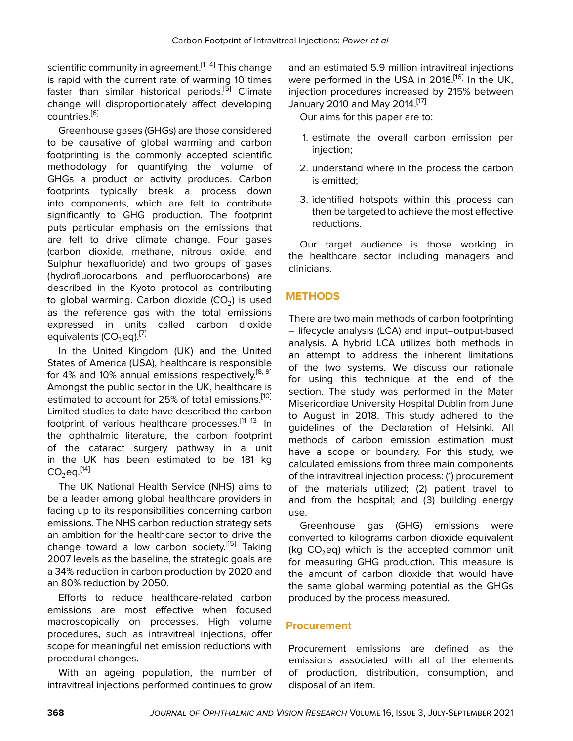scientific community in agreement.[1–4] This change is rapid with the current rate of warming 10 times faster than similar historical periods.[5] Climate change will disproportionately affect developing countries.[6]

Greenhouse gases (GHGs) are those considered to be causative of global warming and carbon footprinting is the commonly accepted scientific methodology for quantifying the volume of GHGs a product or activity produces. Carbon footprints typically break a process down into components, which are felt to contribute significantly to GHG production. The footprint puts particular emphasis on the emissions that are felt to drive climate change. Four gases (carbon dioxide, methane, nitrous oxide, and Sulphur hexafluoride) and two groups of gases (hydrofluorocarbons and perfluorocarbons) are described in the Kyoto protocol as contributing to global warming. Carbon dioxide ($CO_2$) is used as the reference gas with the total emissions expressed in units called carbon dioxide equivalents ($CO_2$eq).[7]

In the United Kingdom (UK) and the United States of America (USA), healthcare is responsible for 4% and 10% annual emissions respectively.[8, 9] Amongst the public sector in the UK, healthcare is estimated to account for 25% of total emissions.[10] Limited studies to date have described the carbon footprint of various healthcare processes.[11–13] In the ophthalmic literature, the carbon footprint of the cataract surgery pathway in a unit in the UK has been estimated to be 181 kg $CO_2$eq.[14]

The UK National Health Service (NHS) aims to be a leader among global healthcare providers in facing up to its responsibilities concerning carbon emissions. The NHS carbon reduction strategy sets an ambition for the healthcare sector to drive the change toward a low carbon society.[15] Taking 2007 levels as the baseline, the strategic goals are a 34% reduction in carbon production by 2020 and an 80% reduction by 2050.

Efforts to reduce healthcare-related carbon emissions are most effective when focused macroscopically on processes. High volume procedures, such as intravitreal injections, offer scope for meaningful net emission reductions with procedural changes.

With an ageing population, the number of intravitreal injections performed continues to grow and an estimated 5.9 million intravitreal injections were performed in the USA in 2016.[16] In the UK, injection procedures increased by 215% between January 2010 and May 2014.[17]

Our aims for this paper are to:

1. estimate the overall carbon emission per injection;
2. understand where in the process the carbon is emitted;
3. identified hotspots within this process can then be targeted to achieve the most effective reductions.

Our target audience is those working in the healthcare sector including managers and clinicians.

## METHODS

There are two main methods of carbon footprinting – lifecycle analysis (LCA) and input–output-based analysis. A hybrid LCA utilizes both methods in an attempt to address the inherent limitations of the two systems. We discuss our rationale for using this technique at the end of the section. The study was performed in the Mater Misericordiae University Hospital Dublin from June to August in 2018. This study adhered to the guidelines of the Declaration of Helsinki. All methods of carbon emission estimation must have a scope or boundary. For this study, we calculated emissions from three main components of the intravitreal injection process: (1) procurement of the materials utilized; (2) patient travel to and from the hospital; and (3) building energy use.

Greenhouse gas (GHG) emissions were converted to kilograms carbon dioxide equivalent (kg $CO_2$eq) which is the accepted common unit for measuring GHG production. This measure is the amount of carbon dioxide that would have the same global warming potential as the GHGs produced by the process measured.

### Procurement

Procurement emissions are defined as the emissions associated with all of the elements of production, distribution, consumption, and disposal of an item.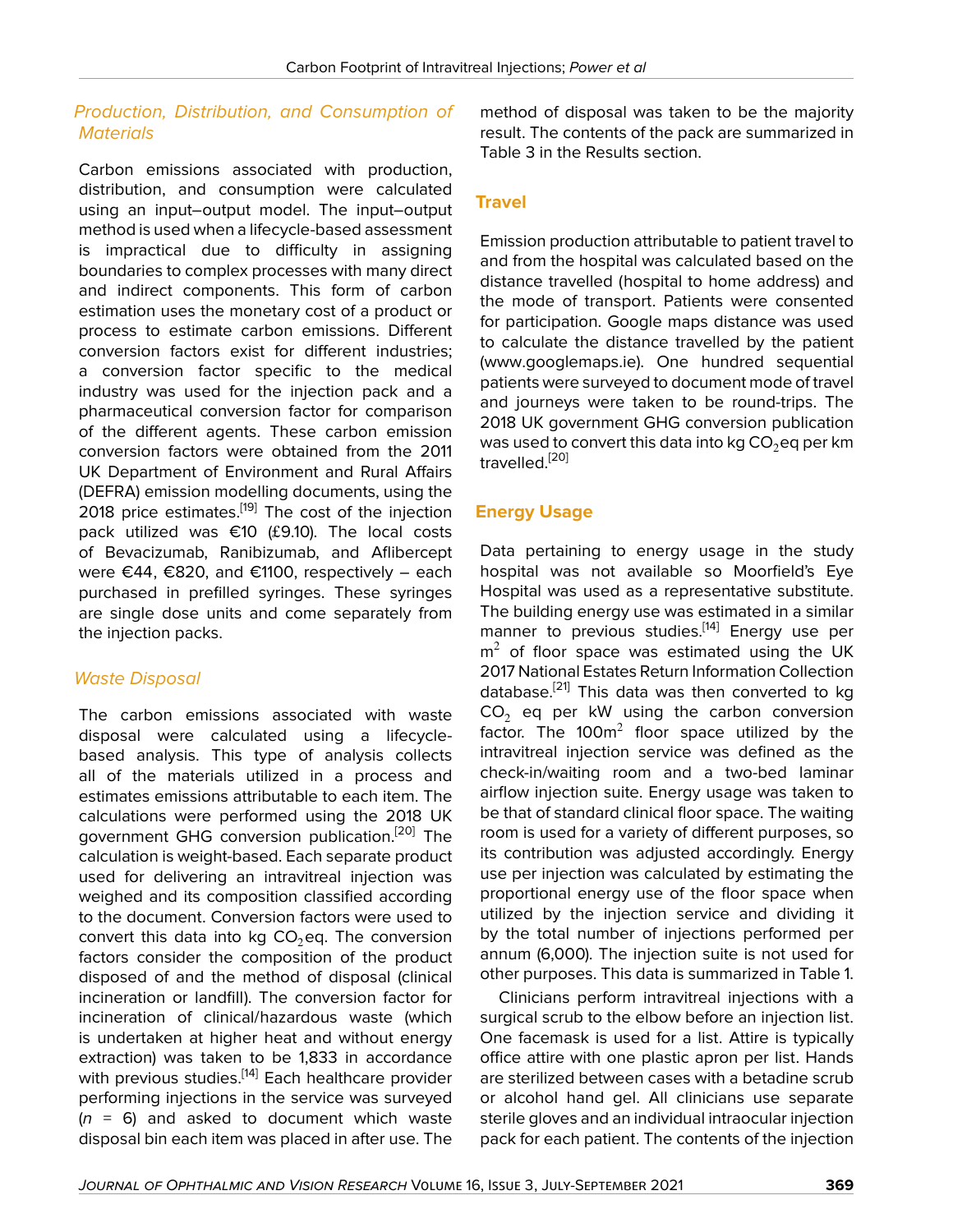### Production, Distribution, and Consumption of Materials

Carbon emissions associated with production, distribution, and consumption were calculated using an input–output model. The input–output method is used when a lifecycle-based assessment is impractical due to difficulty in assigning boundaries to complex processes with many direct and indirect components. This form of carbon estimation uses the monetary cost of a product or process to estimate carbon emissions. Different conversion factors exist for different industries; a conversion factor specific to the medical industry was used for the injection pack and a pharmaceutical conversion factor for comparison of the different agents. These carbon emission conversion factors were obtained from the 2011 UK Department of Environment and Rural Affairs (DEFRA) emission modelling documents, using the 2018 price estimates.[19] The cost of the injection pack utilized was €10 (£9.10). The local costs of Bevacizumab, Ranibizumab, and Aflibercept were €44, €820, and €1100, respectively – each purchased in prefilled syringes. These syringes are single dose units and come separately from the injection packs.

### Waste Disposal

The carbon emissions associated with waste disposal were calculated using a lifecycle-based analysis. This type of analysis collects all of the materials utilized in a process and estimates emissions attributable to each item. The calculations were performed using the 2018 UK government GHG conversion publication.[20] The calculation is weight-based. Each separate product used for delivering an intravitreal injection was weighed and its composition classified according to the document. Conversion factors were used to convert this data into kg $CO_2$eq. The conversion factors consider the composition of the product disposed of and the method of disposal (clinical incineration or landfill). The conversion factor for incineration of clinical/hazardous waste (which is undertaken at higher heat and without energy extraction) was taken to be 1,833 in accordance with previous studies.[14] Each healthcare provider performing injections in the service was surveyed ($n$ = 6) and asked to document which waste disposal bin each item was placed in after use. The method of disposal was taken to be the majority result. The contents of the pack are summarized in Table 3 in the Results section.

## Travel

Emission production attributable to patient travel to and from the hospital was calculated based on the distance travelled (hospital to home address) and the mode of transport. Patients were consented for participation. Google maps distance was used to calculate the distance travelled by the patient (www.googlemaps.ie). One hundred sequential patients were surveyed to document mode of travel and journeys were taken to be round-trips. The 2018 UK government GHG conversion publication was used to convert this data into kg $CO_2$eq per km travelled.[20]

## Energy Usage

Data pertaining to energy usage in the study hospital was not available so Moorfield's Eye Hospital was used as a representative substitute. The building energy use was estimated in a similar manner to previous studies.[14] Energy use per $m^2$ of floor space was estimated using the UK 2017 National Estates Return Information Collection database.[21] This data was then converted to kg $CO_2$ eq per kW using the carbon conversion factor. The $100m^2$ floor space utilized by the intravitreal injection service was defined as the check-in/waiting room and a two-bed laminar airflow injection suite. Energy usage was taken to be that of standard clinical floor space. The waiting room is used for a variety of different purposes, so its contribution was adjusted accordingly. Energy use per injection was calculated by estimating the proportional energy use of the floor space when utilized by the injection service and dividing it by the total number of injections performed per annum (6,000). The injection suite is not used for other purposes. This data is summarized in Table 1.

Clinicians perform intravitreal injections with a surgical scrub to the elbow before an injection list. One facemask is used for a list. Attire is typically office attire with one plastic apron per list. Hands are sterilized between cases with a betadine scrub or alcohol hand gel. All clinicians use separate sterile gloves and an individual intraocular injection pack for each patient. The contents of the injection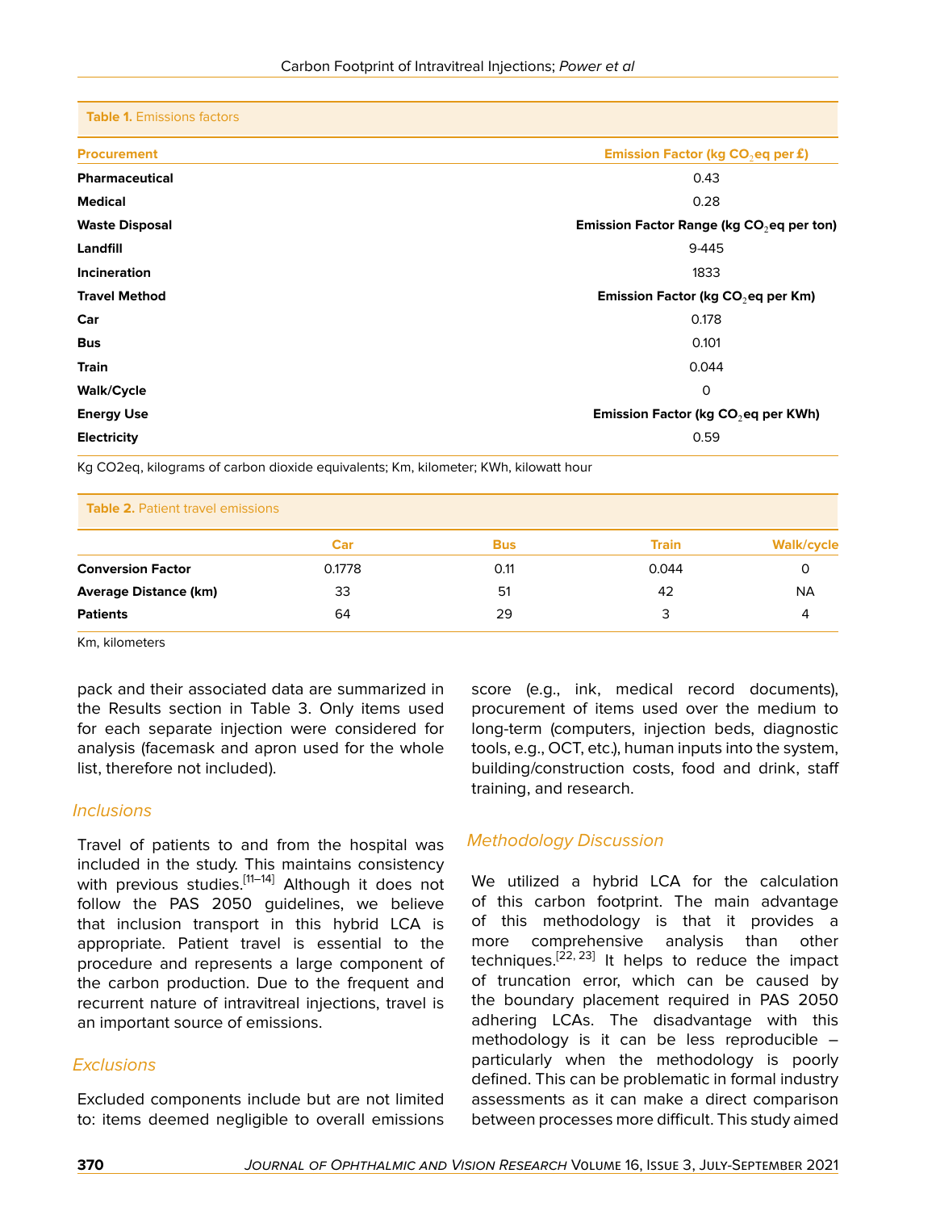**Table 1.** Emissions factors

| Procurement | Emission Factor (kg $CO_2$eq per £) |
|---|---|
| **Pharmaceutical** | 0.43 |
| **Medical** | 0.28 |
| **Waste Disposal** | **Emission Factor Range (kg $CO_2$eq per ton)** |
| **Landfill** | 9-445 |
| **Incineration** | 1833 |
| **Travel Method** | **Emission Factor (kg $CO_2$eq per Km)** |
| **Car** | 0.178 |
| **Bus** | 0.101 |
| **Train** | 0.044 |
| **Walk/Cycle** | 0 |
| **Energy Use** | **Emission Factor (kg $CO_2$eq per KWh)** |
| **Electricity** | 0.59 |

Kg CO2eq, kilograms of carbon dioxide equivalents; Km, kilometer; KWh, kilowatt hour

**Table 2.** Patient travel emissions

| | Car | Bus | Train | Walk/cycle |
|---|---|---|---|---|
| **Conversion Factor** | 0.1778 | 0.11 | 0.044 | 0 |
| **Average Distance (km)** | 33 | 51 | 42 | NA |
| **Patients** | 64 | 29 | 3 | 4 |

Km, kilometers

pack and their associated data are summarized in the Results section in Table 3. Only items used for each separate injection were considered for analysis (facemask and apron used for the whole list, therefore not included).

### Inclusions

Travel of patients to and from the hospital was included in the study. This maintains consistency with previous studies.[11–14] Although it does not follow the PAS 2050 guidelines, we believe that inclusion transport in this hybrid LCA is appropriate. Patient travel is essential to the procedure and represents a large component of the carbon production. Due to the frequent and recurrent nature of intravitreal injections, travel is an important source of emissions.

### Exclusions

Excluded components include but are not limited to: items deemed negligible to overall emissions score (e.g., ink, medical record documents), procurement of items used over the medium to long-term (computers, injection beds, diagnostic tools, e.g., OCT, etc.), human inputs into the system, building/construction costs, food and drink, staff training, and research.

### Methodology Discussion

We utilized a hybrid LCA for the calculation of this carbon footprint. The main advantage of this methodology is that it provides a more comprehensive analysis than other techniques.[22, 23] It helps to reduce the impact of truncation error, which can be caused by the boundary placement required in PAS 2050 adhering LCAs. The disadvantage with this methodology is it can be less reproducible – particularly when the methodology is poorly defined. This can be problematic in formal industry assessments as it can make a direct comparison between processes more difficult. This study aimed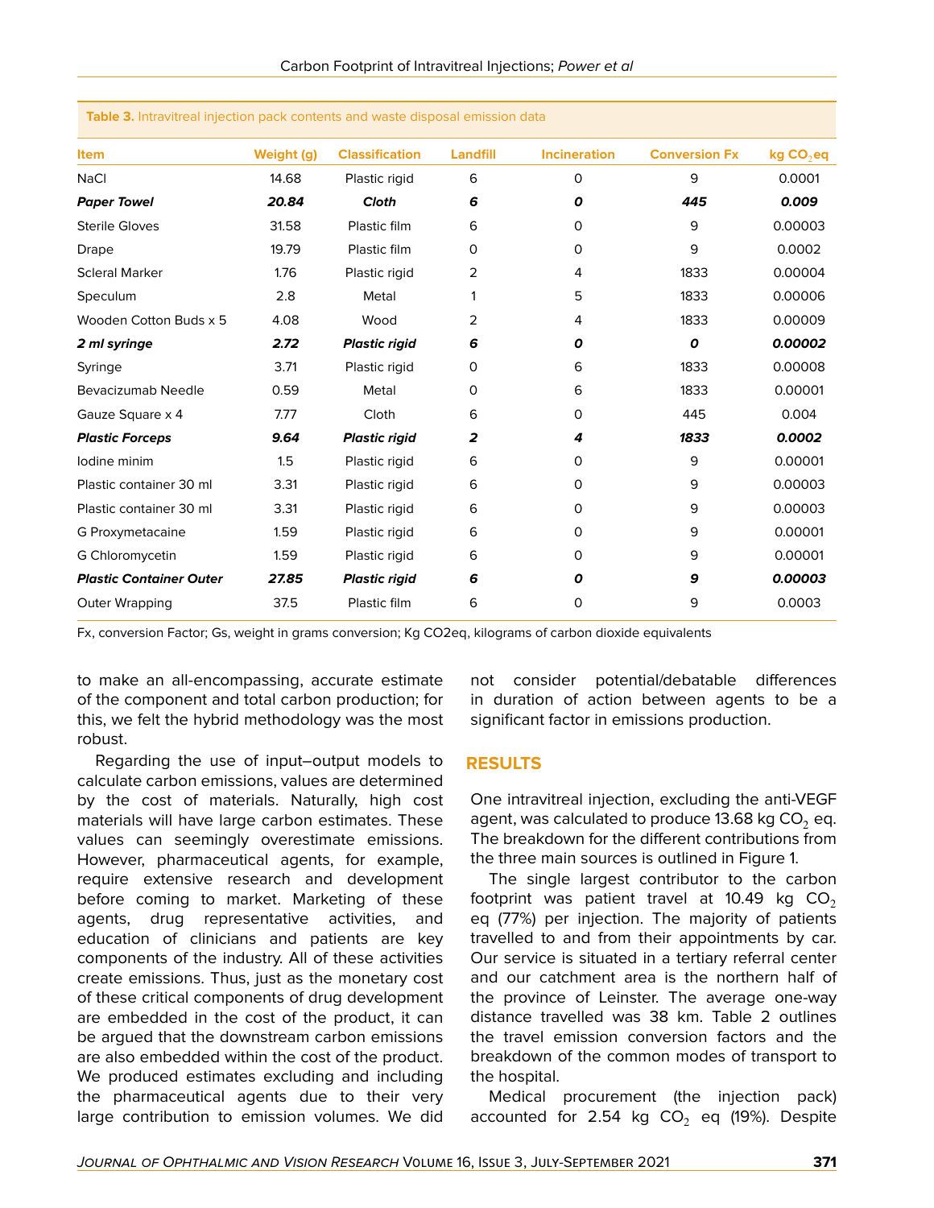**Table 3.** Intravitreal injection pack contents and waste disposal emission data

| Item | Weight (g) | Classification | Landfill | Incineration | Conversion Fx | kg $CO_2$eq |
|---|---|---|---|---|---|---|
| NaCl | 14.68 | Plastic rigid | 6 | 0 | 9 | 0.0001 |
| ***Paper Towel*** | ***20.84*** | ***Cloth*** | ***6*** | ***0*** | ***445*** | ***0.009*** |
| Sterile Gloves | 31.58 | Plastic film | 6 | 0 | 9 | 0.00003 |
| Drape | 19.79 | Plastic film | 0 | 0 | 9 | 0.0002 |
| Scleral Marker | 1.76 | Plastic rigid | 2 | 4 | 1833 | 0.00004 |
| Speculum | 2.8 | Metal | 1 | 5 | 1833 | 0.00006 |
| Wooden Cotton Buds x 5 | 4.08 | Wood | 2 | 4 | 1833 | 0.00009 |
| ***2 ml syringe*** | ***2.72*** | ***Plastic rigid*** | ***6*** | ***0*** | ***0*** | ***0.00002*** |
| Syringe | 3.71 | Plastic rigid | 0 | 6 | 1833 | 0.00008 |
| Bevacizumab Needle | 0.59 | Metal | 0 | 6 | 1833 | 0.00001 |
| Gauze Square x 4 | 7.77 | Cloth | 6 | 0 | 445 | 0.004 |
| ***Plastic Forceps*** | ***9.64*** | ***Plastic rigid*** | ***2*** | ***4*** | ***1833*** | ***0.0002*** |
| Iodine minim | 1.5 | Plastic rigid | 6 | 0 | 9 | 0.00001 |
| Plastic container 30 ml | 3.31 | Plastic rigid | 6 | 0 | 9 | 0.00003 |
| Plastic container 30 ml | 3.31 | Plastic rigid | 6 | 0 | 9 | 0.00003 |
| G Proxymetacaine | 1.59 | Plastic rigid | 6 | 0 | 9 | 0.00001 |
| G Chloromycetin | 1.59 | Plastic rigid | 6 | 0 | 9 | 0.00001 |
| ***Plastic Container Outer*** | ***27.85*** | ***Plastic rigid*** | ***6*** | ***0*** | ***9*** | ***0.00003*** |
| Outer Wrapping | 37.5 | Plastic film | 6 | 0 | 9 | 0.0003 |

Fx, conversion Factor; Gs, weight in grams conversion; Kg CO2eq, kilograms of carbon dioxide equivalents

to make an all-encompassing, accurate estimate of the component and total carbon production; for this, we felt the hybrid methodology was the most robust.

Regarding the use of input–output models to calculate carbon emissions, values are determined by the cost of materials. Naturally, high cost materials will have large carbon estimates. These values can seemingly overestimate emissions. However, pharmaceutical agents, for example, require extensive research and development before coming to market. Marketing of these agents, drug representative activities, and education of clinicians and patients are key components of the industry. All of these activities create emissions. Thus, just as the monetary cost of these critical components of drug development are embedded in the cost of the product, it can be argued that the downstream carbon emissions are also embedded within the cost of the product. We produced estimates excluding and including the pharmaceutical agents due to their very large contribution to emission volumes. We did not consider potential/debatable differences in duration of action between agents to be a significant factor in emissions production.

## RESULTS

One intravitreal injection, excluding the anti-VEGF agent, was calculated to produce 13.68 kg $CO_2$ eq. The breakdown for the different contributions from the three main sources is outlined in Figure 1.

The single largest contributor to the carbon footprint was patient travel at 10.49 kg $CO_2$ eq (77%) per injection. The majority of patients travelled to and from their appointments by car. Our service is situated in a tertiary referral center and our catchment area is the northern half of the province of Leinster. The average one-way distance travelled was 38 km. Table 2 outlines the travel emission conversion factors and the breakdown of the common modes of transport to the hospital.

Medical procurement (the injection pack) accounted for 2.54 kg $CO_2$ eq (19%). Despite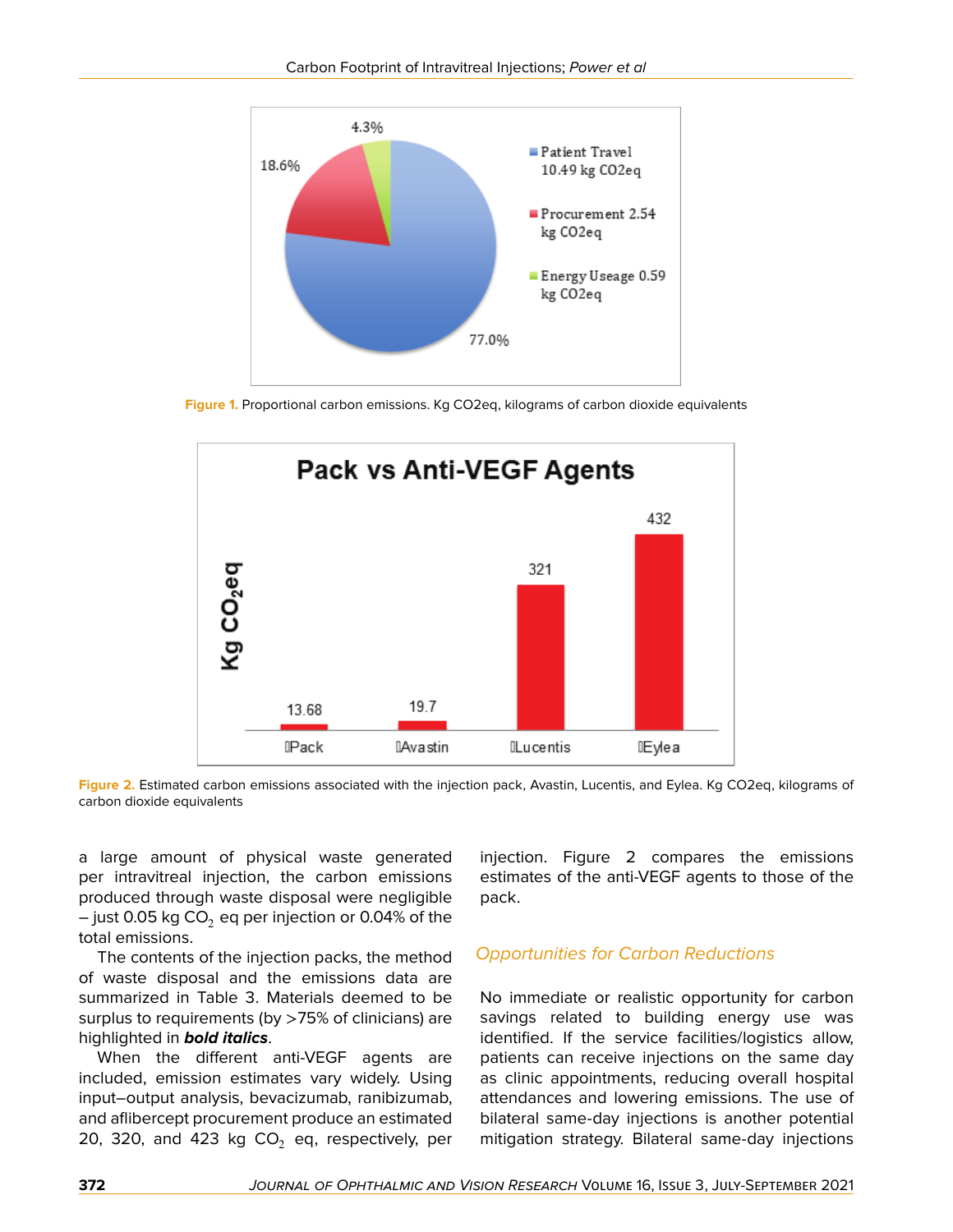Figure 1. Proportional carbon emissions. Kg CO2eq, kilograms of carbon dioxide equivalents

Figure 2. Estimated carbon emissions associated with the injection pack, Avastin, Lucentis, and Eylea. Kg CO2eq, kilograms of carbon dioxide equivalents

a large amount of physical waste generated per intravitreal injection, the carbon emissions produced through waste disposal were negligible – just 0.05 kg $CO_2$ eq per injection or 0.04% of the total emissions.

The contents of the injection packs, the method of waste disposal and the emissions data are summarized in Table 3. Materials deemed to be surplus to requirements (by >75% of clinicians) are highlighted in ***bold italics***.

When the different anti-VEGF agents are included, emission estimates vary widely. Using input–output analysis, bevacizumab, ranibizumab, and aflibercept procurement produce an estimated 20, 320, and 423 kg $CO_2$ eq, respectively, per injection. Figure 2 compares the emissions estimates of the anti-VEGF agents to those of the pack.

## *Opportunities for Carbon Reductions*

No immediate or realistic opportunity for carbon savings related to building energy use was identified. If the service facilities/logistics allow, patients can receive injections on the same day as clinic appointments, reducing overall hospital attendances and lowering emissions. The use of bilateral same-day injections is another potential mitigation strategy. Bilateral same-day injections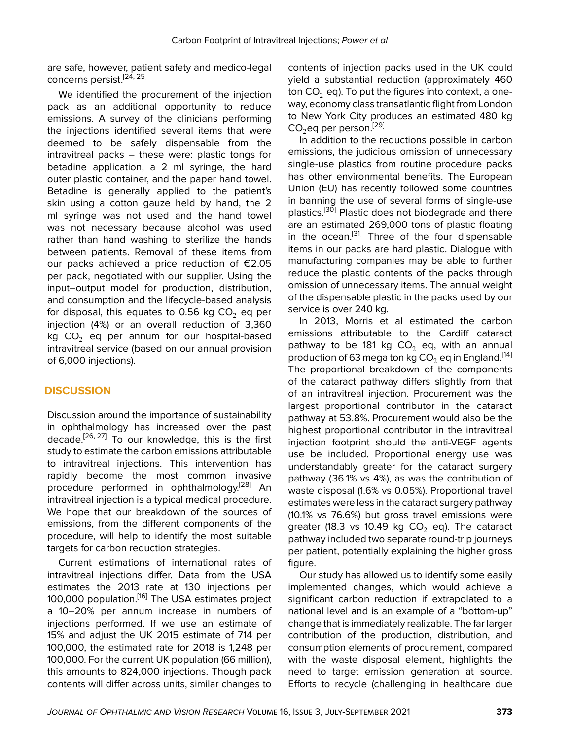are safe, however, patient safety and medico-legal concerns persist.[24, 25]

We identified the procurement of the injection pack as an additional opportunity to reduce emissions. A survey of the clinicians performing the injections identified several items that were deemed to be safely dispensable from the intravitreal packs – these were: plastic tongs for betadine application, a 2 ml syringe, the hard outer plastic container, and the paper hand towel. Betadine is generally applied to the patient's skin using a cotton gauze held by hand, the 2 ml syringe was not used and the hand towel was not necessary because alcohol was used rather than hand washing to sterilize the hands between patients. Removal of these items from our packs achieved a price reduction of €2.05 per pack, negotiated with our supplier. Using the input–output model for production, distribution, and consumption and the lifecycle-based analysis for disposal, this equates to 0.56 kg $CO_2$ eq per injection (4%) or an overall reduction of 3,360 kg $CO_2$ eq per annum for our hospital-based intravitreal service (based on our annual provision of 6,000 injections).

## DISCUSSION

Discussion around the importance of sustainability in ophthalmology has increased over the past decade.[26, 27] To our knowledge, this is the first study to estimate the carbon emissions attributable to intravitreal injections. This intervention has rapidly become the most common invasive procedure performed in ophthalmology.[28] An intravitreal injection is a typical medical procedure. We hope that our breakdown of the sources of emissions, from the different components of the procedure, will help to identify the most suitable targets for carbon reduction strategies.

Current estimations of international rates of intravitreal injections differ. Data from the USA estimates the 2013 rate at 130 injections per 100,000 population.[16] The USA estimates project a 10–20% per annum increase in numbers of injections performed. If we use an estimate of 15% and adjust the UK 2015 estimate of 714 per 100,000, the estimated rate for 2018 is 1,248 per 100,000. For the current UK population (66 million), this amounts to 824,000 injections. Though pack contents will differ across units, similar changes to contents of injection packs used in the UK could yield a substantial reduction (approximately 460 ton $CO_2$ eq). To put the figures into context, a one-way, economy class transatlantic flight from London to New York City produces an estimated 480 kg $CO_2$eq per person.[29]

In addition to the reductions possible in carbon emissions, the judicious omission of unnecessary single-use plastics from routine procedure packs has other environmental benefits. The European Union (EU) has recently followed some countries in banning the use of several forms of single-use plastics.[30] Plastic does not biodegrade and there are an estimated 269,000 tons of plastic floating in the ocean.[31] Three of the four dispensable items in our packs are hard plastic. Dialogue with manufacturing companies may be able to further reduce the plastic contents of the packs through omission of unnecessary items. The annual weight of the dispensable plastic in the packs used by our service is over 240 kg.

In 2013, Morris et al estimated the carbon emissions attributable to the Cardiff cataract pathway to be 181 kg $CO_2$ eq, with an annual production of 63 mega ton kg $CO_2$ eq in England.[14] The proportional breakdown of the components of the cataract pathway differs slightly from that of an intravitreal injection. Procurement was the largest proportional contributor in the cataract pathway at 53.8%. Procurement would also be the highest proportional contributor in the intravitreal injection footprint should the anti-VEGF agents use be included. Proportional energy use was understandably greater for the cataract surgery pathway (36.1% vs 4%), as was the contribution of waste disposal (1.6% vs 0.05%). Proportional travel estimates were less in the cataract surgery pathway (10.1% vs 76.6%) but gross travel emissions were greater (18.3 vs 10.49 kg $CO_2$ eq). The cataract pathway included two separate round-trip journeys per patient, potentially explaining the higher gross figure.

Our study has allowed us to identify some easily implemented changes, which would achieve a significant carbon reduction if extrapolated to a national level and is an example of a "bottom-up" change that is immediately realizable. The far larger contribution of the production, distribution, and consumption elements of procurement, compared with the waste disposal element, highlights the need to target emission generation at source. Efforts to recycle (challenging in healthcare due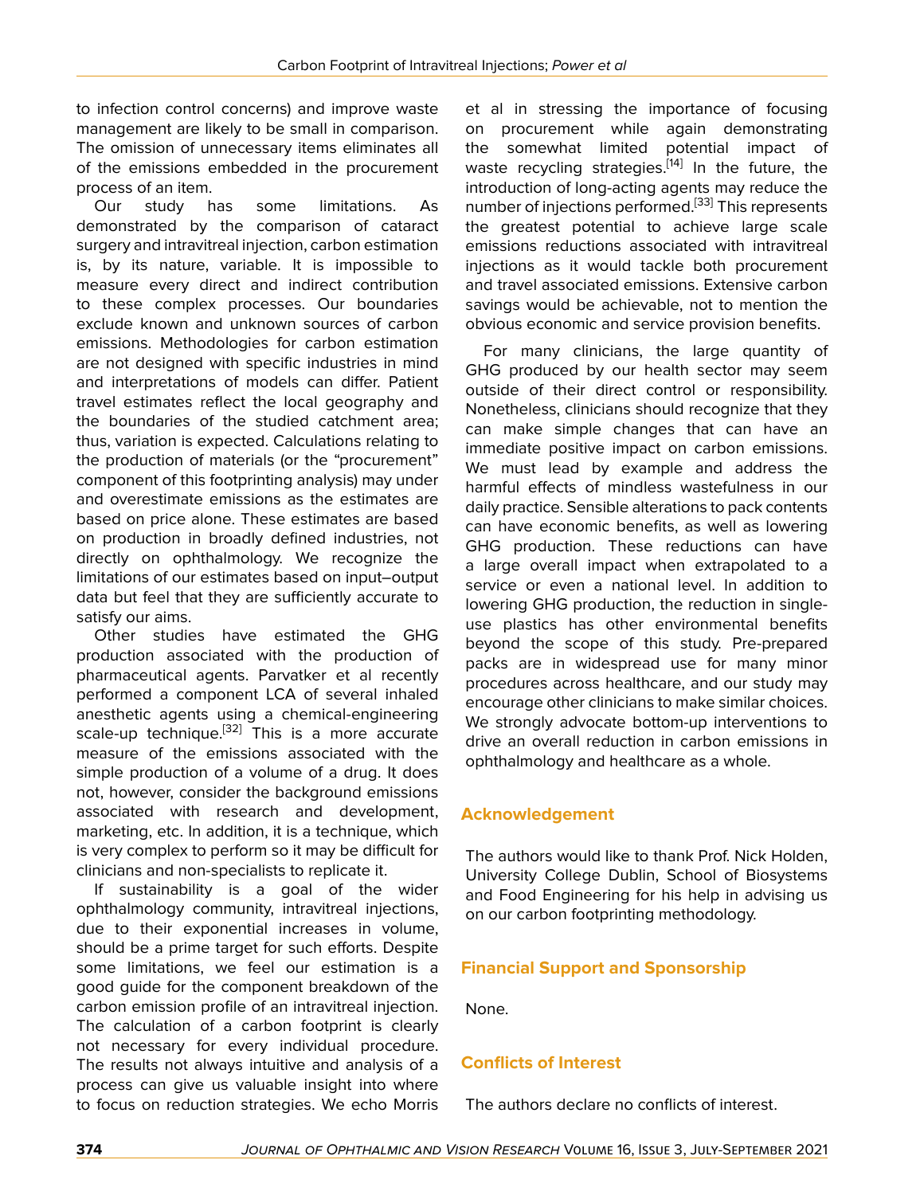to infection control concerns) and improve waste management are likely to be small in comparison. The omission of unnecessary items eliminates all of the emissions embedded in the procurement process of an item.

Our study has some limitations. As demonstrated by the comparison of cataract surgery and intravitreal injection, carbon estimation is, by its nature, variable. It is impossible to measure every direct and indirect contribution to these complex processes. Our boundaries exclude known and unknown sources of carbon emissions. Methodologies for carbon estimation are not designed with specific industries in mind and interpretations of models can differ. Patient travel estimates reflect the local geography and the boundaries of the studied catchment area; thus, variation is expected. Calculations relating to the production of materials (or the "procurement" component of this footprinting analysis) may under and overestimate emissions as the estimates are based on price alone. These estimates are based on production in broadly defined industries, not directly on ophthalmology. We recognize the limitations of our estimates based on input–output data but feel that they are sufficiently accurate to satisfy our aims.

Other studies have estimated the GHG production associated with the production of pharmaceutical agents. Parvatker et al recently performed a component LCA of several inhaled anesthetic agents using a chemical-engineering scale-up technique.[32] This is a more accurate measure of the emissions associated with the simple production of a volume of a drug. It does not, however, consider the background emissions associated with research and development, marketing, etc. In addition, it is a technique, which is very complex to perform so it may be difficult for clinicians and non-specialists to replicate it.

If sustainability is a goal of the wider ophthalmology community, intravitreal injections, due to their exponential increases in volume, should be a prime target for such efforts. Despite some limitations, we feel our estimation is a good guide for the component breakdown of the carbon emission profile of an intravitreal injection. The calculation of a carbon footprint is clearly not necessary for every individual procedure. The results not always intuitive and analysis of a process can give us valuable insight into where to focus on reduction strategies. We echo Morris et al in stressing the importance of focusing on procurement while again demonstrating the somewhat limited potential impact of waste recycling strategies.[14] In the future, the introduction of long-acting agents may reduce the number of injections performed.[33] This represents the greatest potential to achieve large scale emissions reductions associated with intravitreal injections as it would tackle both procurement and travel associated emissions. Extensive carbon savings would be achievable, not to mention the obvious economic and service provision benefits.

For many clinicians, the large quantity of GHG produced by our health sector may seem outside of their direct control or responsibility. Nonetheless, clinicians should recognize that they can make simple changes that can have an immediate positive impact on carbon emissions. We must lead by example and address the harmful effects of mindless wastefulness in our daily practice. Sensible alterations to pack contents can have economic benefits, as well as lowering GHG production. These reductions can have a large overall impact when extrapolated to a service or even a national level. In addition to lowering GHG production, the reduction in single-use plastics has other environmental benefits beyond the scope of this study. Pre-prepared packs are in widespread use for many minor procedures across healthcare, and our study may encourage other clinicians to make similar choices. We strongly advocate bottom-up interventions to drive an overall reduction in carbon emissions in ophthalmology and healthcare as a whole.

## Acknowledgement

The authors would like to thank Prof. Nick Holden, University College Dublin, School of Biosystems and Food Engineering for his help in advising us on our carbon footprinting methodology.

## Financial Support and Sponsorship

None.

## Conflicts of Interest

The authors declare no conflicts of interest.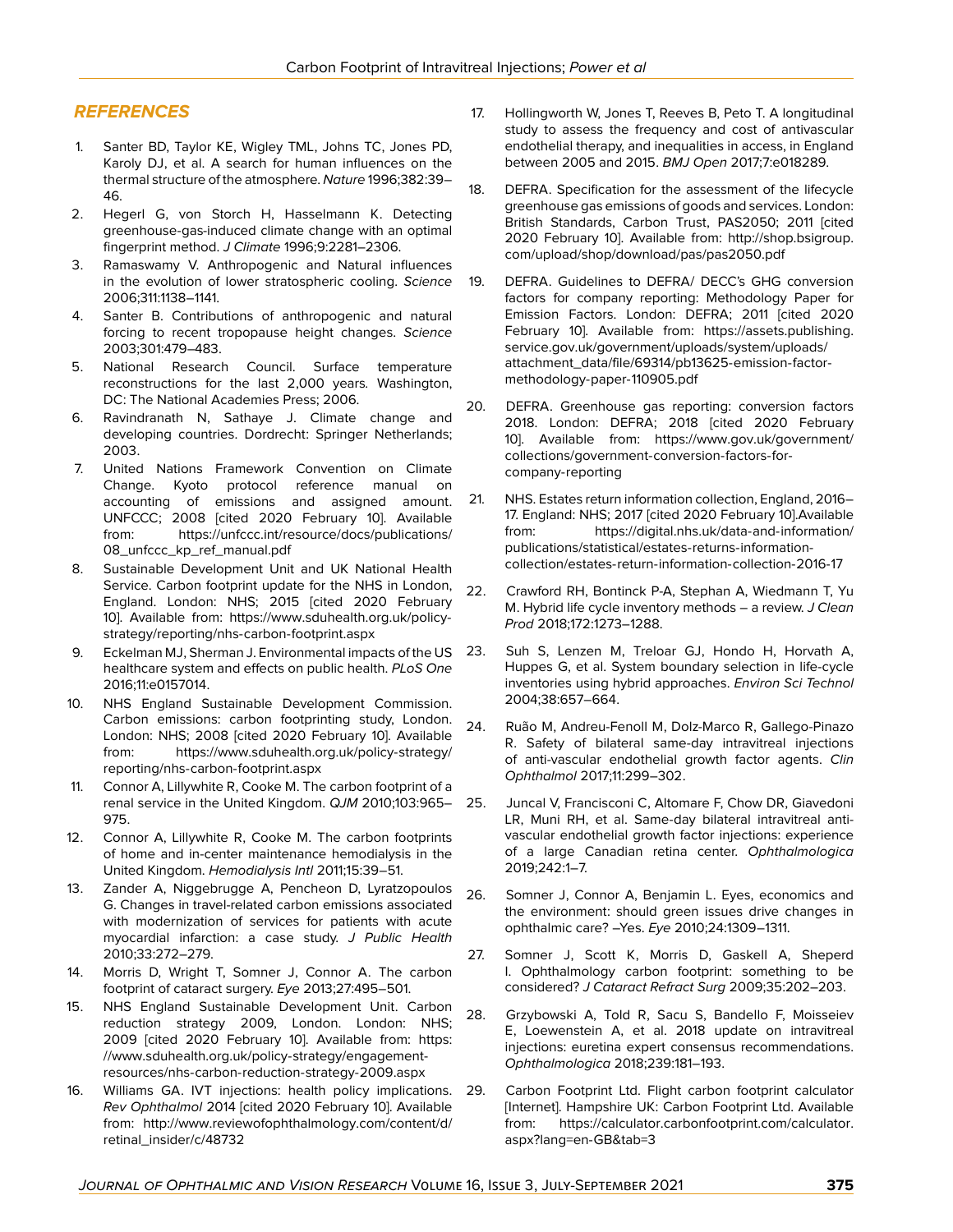## REFERENCES

1. Santer BD, Taylor KE, Wigley TML, Johns TC, Jones PD, Karoly DJ, et al. A search for human influences on the thermal structure of the atmosphere. *Nature* 1996;382:39–46.
2. Hegerl G, von Storch H, Hasselmann K. Detecting greenhouse-gas-induced climate change with an optimal fingerprint method. *J Climate* 1996;9:2281–2306.
3. Ramaswamy V. Anthropogenic and Natural influences in the evolution of lower stratospheric cooling. *Science* 2006;311:1138–1141.
4. Santer B. Contributions of anthropogenic and natural forcing to recent tropopause height changes. *Science* 2003;301:479–483.
5. National Research Council. Surface temperature reconstructions for the last 2,000 years. Washington, DC: The National Academies Press; 2006.
6. Ravindranath N, Sathaye J. Climate change and developing countries. Dordrecht: Springer Netherlands; 2003.
7. United Nations Framework Convention on Climate Change. Kyoto protocol reference manual on accounting of emissions and assigned amount. UNFCCC; 2008 [cited 2020 February 10]. Available from: https://unfccc.int/resource/docs/publications/08_unfccc_kp_ref_manual.pdf
8. Sustainable Development Unit and UK National Health Service. Carbon footprint update for the NHS in London, England. London: NHS; 2015 [cited 2020 February 10]. Available from: https://www.sduhealth.org.uk/policy-strategy/reporting/nhs-carbon-footprint.aspx
9. Eckelman MJ, Sherman J. Environmental impacts of the US healthcare system and effects on public health. *PLoS One* 2016;11:e0157014.
10. NHS England Sustainable Development Commission. Carbon emissions: carbon footprinting study, London. London: NHS; 2008 [cited 2020 February 10]. Available from: https://www.sduhealth.org.uk/policy-strategy/reporting/nhs-carbon-footprint.aspx
11. Connor A, Lillywhite R, Cooke M. The carbon footprint of a renal service in the United Kingdom. *QJM* 2010;103:965–975.
12. Connor A, Lillywhite R, Cooke M. The carbon footprints of home and in-center maintenance hemodialysis in the United Kingdom. *Hemodialysis Intl* 2011;15:39–51.
13. Zander A, Niggebrugge A, Pencheon D, Lyratzopoulos G. Changes in travel-related carbon emissions associated with modernization of services for patients with acute myocardial infarction: a case study. *J Public Health* 2010;33:272–279.
14. Morris D, Wright T, Somner J, Connor A. The carbon footprint of cataract surgery. *Eye* 2013;27:495–501.
15. NHS England Sustainable Development Unit. Carbon reduction strategy 2009, London. London: NHS; 2009 [cited 2020 February 10]. Available from: https://www.sduhealth.org.uk/policy-strategy/engagement-resources/nhs-carbon-reduction-strategy-2009.aspx
16. Williams GA. IVT injections: health policy implications. *Rev Ophthalmol* 2014 [cited 2020 February 10]. Available from: http://www.reviewofophthalmology.com/content/d/retinal_insider/c/48732
17. Hollingworth W, Jones T, Reeves B, Peto T. A longitudinal study to assess the frequency and cost of antivascular endothelial therapy, and inequalities in access, in England between 2005 and 2015. *BMJ Open* 2017;7:e018289.
18. DEFRA. Specification for the assessment of the lifecycle greenhouse gas emissions of goods and services. London: British Standards, Carbon Trust, PAS2050; 2011 [cited 2020 February 10]. Available from: http://shop.bsigroup.com/upload/shop/download/pas/pas2050.pdf
19. DEFRA. Guidelines to DEFRA/ DECC's GHG conversion factors for company reporting: Methodology Paper for Emission Factors. London: DEFRA; 2011 [cited 2020 February 10]. Available from: https://assets.publishing.service.gov.uk/government/uploads/system/uploads/attachment_data/file/69314/pb13625-emission-factor-methodology-paper-110905.pdf
20. DEFRA. Greenhouse gas reporting: conversion factors 2018. London: DEFRA; 2018 [cited 2020 February 10]. Available from: https://www.gov.uk/government/collections/government-conversion-factors-for-company-reporting
21. NHS. Estates return information collection, England, 2016–17. England: NHS; 2017 [cited 2020 February 10].Available from: https://digital.nhs.uk/data-and-information/publications/statistical/estates-returns-information-collection/estates-return-information-collection-2016-17
22. Crawford RH, Bontinck P-A, Stephan A, Wiedmann T, Yu M. Hybrid life cycle inventory methods – a review. *J Clean Prod* 2018;172:1273–1288.
23. Suh S, Lenzen M, Treloar GJ, Hondo H, Horvath A, Huppes G, et al. System boundary selection in life-cycle inventories using hybrid approaches. *Environ Sci Technol* 2004;38:657–664.
24. Ruão M, Andreu-Fenoll M, Dolz-Marco R, Gallego-Pinazo R. Safety of bilateral same-day intravitreal injections of anti-vascular endothelial growth factor agents. *Clin Ophthalmol* 2017;11:299–302.
25. Juncal V, Francisconi C, Altomare F, Chow DR, Giavedoni LR, Muni RH, et al. Same-day bilateral intravitreal anti-vascular endothelial growth factor injections: experience of a large Canadian retina center. *Ophthalmologica* 2019;242:1–7.
26. Somner J, Connor A, Benjamin L. Eyes, economics and the environment: should green issues drive changes in ophthalmic care? –Yes. *Eye* 2010;24:1309–1311.
27. Somner J, Scott K, Morris D, Gaskell A, Sheperd I. Ophthalmology carbon footprint: something to be considered? *J Cataract Refract Surg* 2009;35:202–203.
28. Grzybowski A, Told R, Sacu S, Bandello F, Moisseiev E, Loewenstein A, et al. 2018 update on intravitreal injections: euretina expert consensus recommendations. *Ophthalmologica* 2018;239:181–193.
29. Carbon Footprint Ltd. Flight carbon footprint calculator [Internet]. Hampshire UK: Carbon Footprint Ltd. Available from: https://calculator.carbonfootprint.com/calculator.aspx?lang=en-GB&tab=3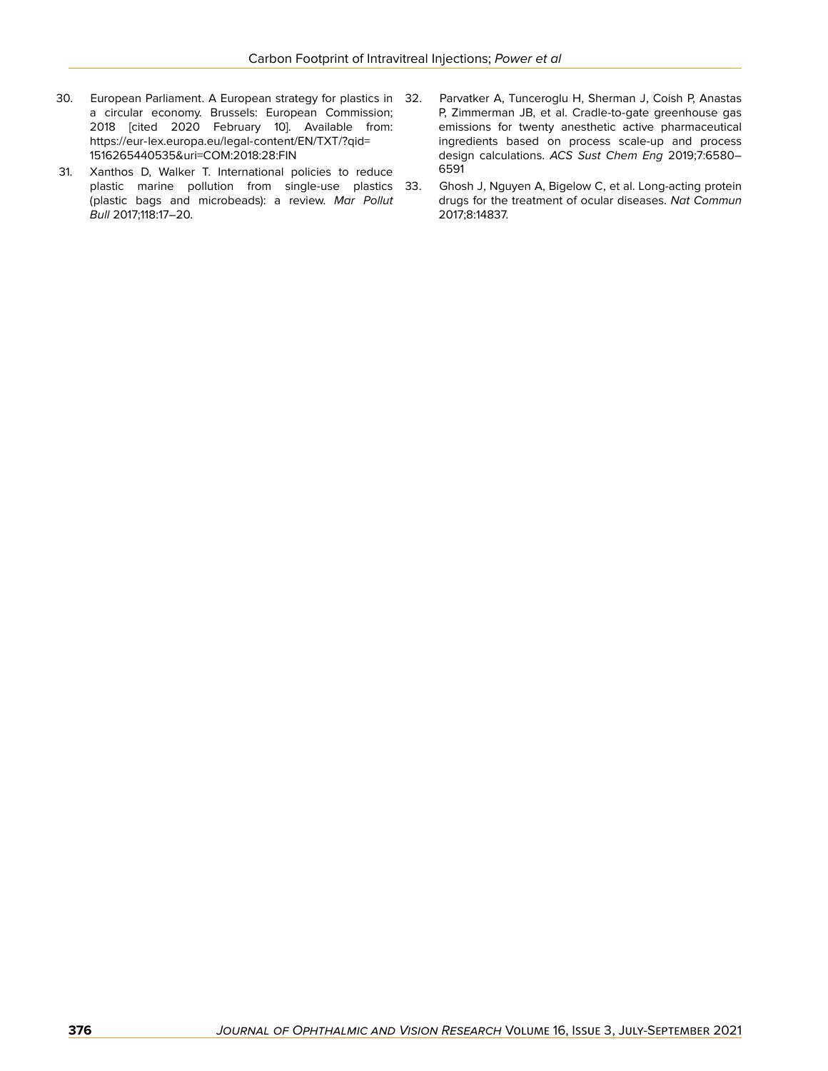30. European Parliament. A European strategy for plastics in a circular economy. Brussels: European Commission; 2018 [cited 2020 February 10]. Available from: https://eur-lex.europa.eu/legal-content/EN/TXT/?qid=1516265440535&uri=COM:2018:28:FIN

31. Xanthos D, Walker T. International policies to reduce plastic marine pollution from single-use plastics (plastic bags and microbeads): a review. *Mar Pollut Bull* 2017;118:17–20.

32. Parvatker A, Tunceroglu H, Sherman J, Coish P, Anastas P, Zimmerman JB, et al. Cradle-to-gate greenhouse gas emissions for twenty anesthetic active pharmaceutical ingredients based on process scale-up and process design calculations. *ACS Sust Chem Eng* 2019;7:6580–6591

33. Ghosh J, Nguyen A, Bigelow C, et al. Long-acting protein drugs for the treatment of ocular diseases. *Nat Commun* 2017;8:14837.